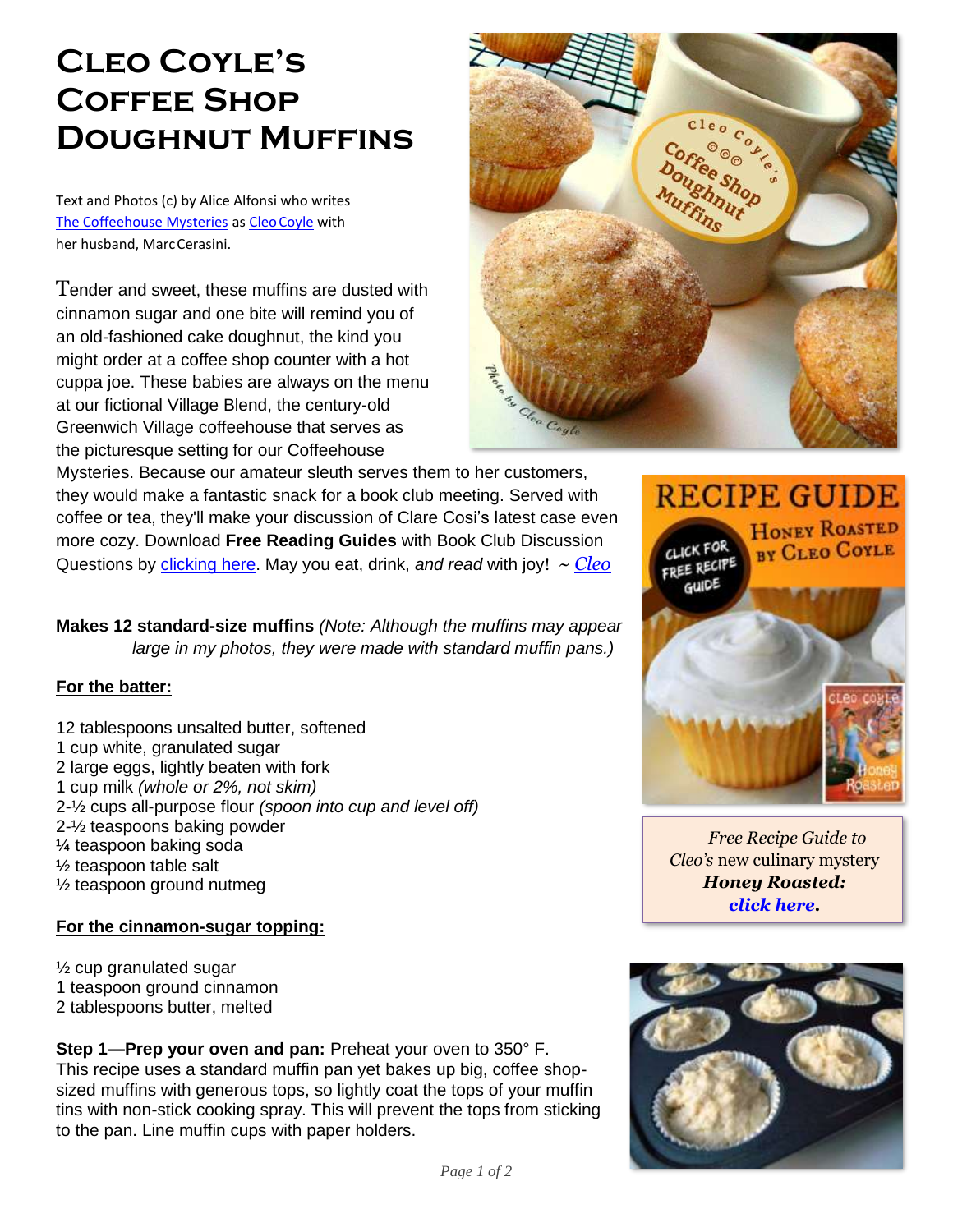# Cleo Coyle's Coffee Shop Doughnut Muffins

Text and Photos (c) by Alice Alfonsi who writes [The Coffeehouse Mysteries]() as [Cleo Coyle]() with her husband, Marc Cerasini.

Tender and sweet, these muffins are dusted with cinnamon sugar and one bite will remind you of an old-fashioned cake doughnut, the kind you might order at a coffee shop counter with a hot cuppa joe. These babies are always on the menu at our fictional Village Blend, the century-old Greenwich Village coffeehouse that serves as the picturesque setting for our Coffeehouse Mysteries. Because our amateur sleuth serves them to her customers, they would make a fantastic snack for a book club meeting. Served with coffee or tea, they'll make your discussion of Clare Cosi's latest case even more cozy. Download **Free Reading Guides** with Book Club Discussion Questions by [clicking here](). May you eat, drink, *and read* with joy! ~ *[Cleo]()*

**Makes 12 standard-size muffins** *(Note: Although the muffins may appear large in my photos, they were made with standard muffin pans.)*

*Free Recipe Guide to Cleo's new culinary mystery* ***Honey Roasted:*** ***[click here]().***

**For the batter:**

12 tablespoons unsalted butter, softened
1 cup white, granulated sugar
2 large eggs, lightly beaten with fork
1 cup milk *(whole or 2%, not skim)*
2-½ cups all-purpose flour *(spoon into cup and level off)*
2-½ teaspoons baking powder
¼ teaspoon baking soda
½ teaspoon table salt
½ teaspoon ground nutmeg

**For the cinnamon-sugar topping:**

½ cup granulated sugar
1 teaspoon ground cinnamon
2 tablespoons butter, melted

**Step 1—Prep your oven and pan:** Preheat your oven to 350° F. This recipe uses a standard muffin pan yet bakes up big, coffee shop-sized muffins with generous tops, so lightly coat the tops of your muffin tins with non-stick cooking spray. This will prevent the tops from sticking to the pan. Line muffin cups with paper holders.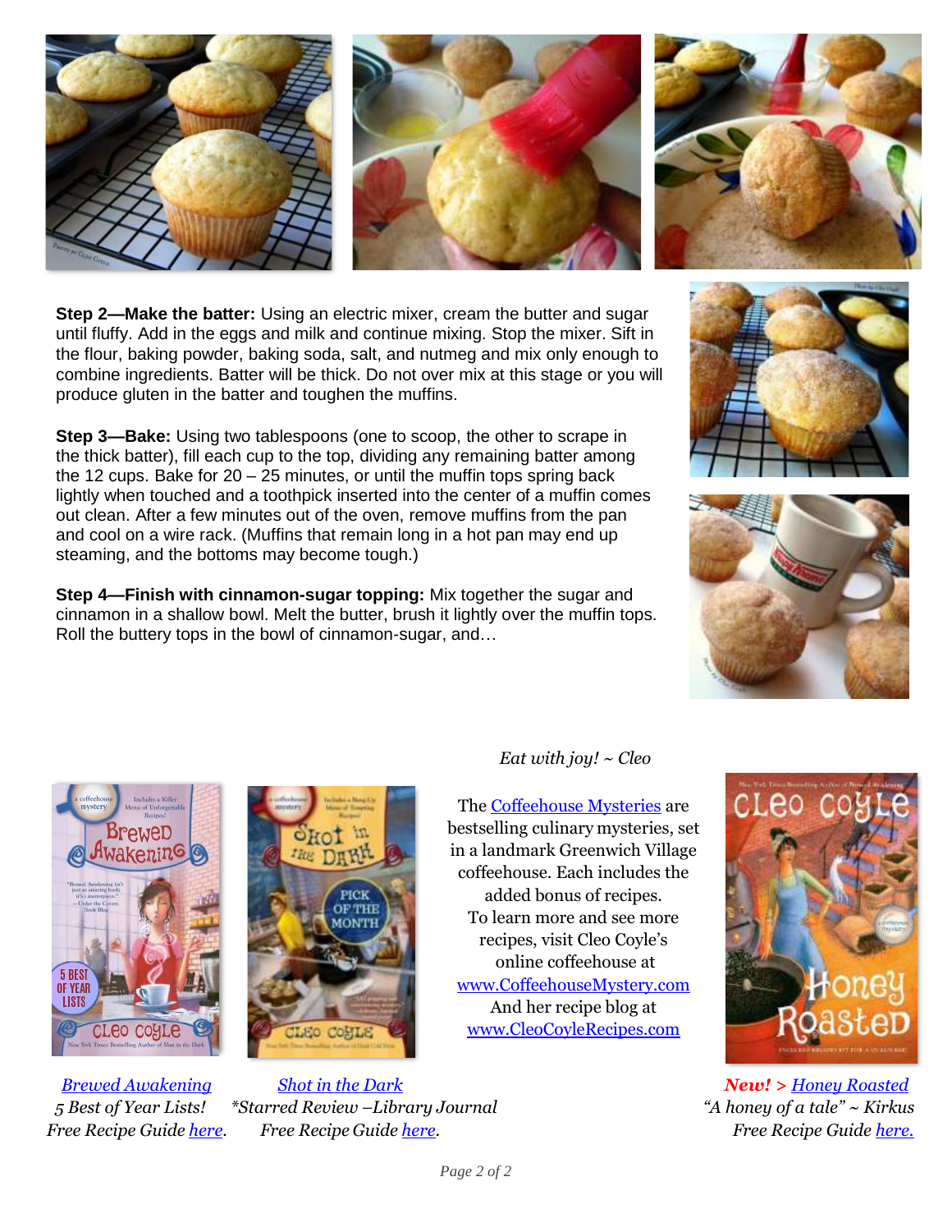**Step 2—Make the batter:** Using an electric mixer, cream the butter and sugar until fluffy. Add in the eggs and milk and continue mixing. Stop the mixer. Sift in the flour, baking powder, baking soda, salt, and nutmeg and mix only enough to combine ingredients. Batter will be thick. Do not over mix at this stage or you will produce gluten in the batter and toughen the muffins.

**Step 3—Bake:** Using two tablespoons (one to scoop, the other to scrape in the thick batter), fill each cup to the top, dividing any remaining batter among the 12 cups. Bake for 20 – 25 minutes, or until the muffin tops spring back lightly when touched and a toothpick inserted into the center of a muffin comes out clean. After a few minutes out of the oven, remove muffins from the pan and cool on a wire rack. (Muffins that remain long in a hot pan may end up steaming, and the bottoms may become tough.)

**Step 4—Finish with cinnamon-sugar topping:** Mix together the sugar and cinnamon in a shallow bowl. Melt the butter, brush it lightly over the muffin tops. Roll the buttery tops in the bowl of cinnamon-sugar, and…

*Eat with joy! ~ Cleo*

The Coffeehouse Mysteries are bestselling culinary mysteries, set in a landmark Greenwich Village coffeehouse. Each includes the added bonus of recipes. To learn more and see more recipes, visit Cleo Coyle's online coffeehouse at www.CoffeehouseMystery.com And her recipe blog at www.CleoCoyleRecipes.com

*Brewed Awakening*
*5 Best of Year Lists!*
*Free Recipe Guide here.*

*Shot in the Dark*
*\*Starred Review –Library Journal*
*Free Recipe Guide here.*

***New!*** *> Honey Roasted*
*"A honey of a tale" ~ Kirkus*
*Free Recipe Guide here.*